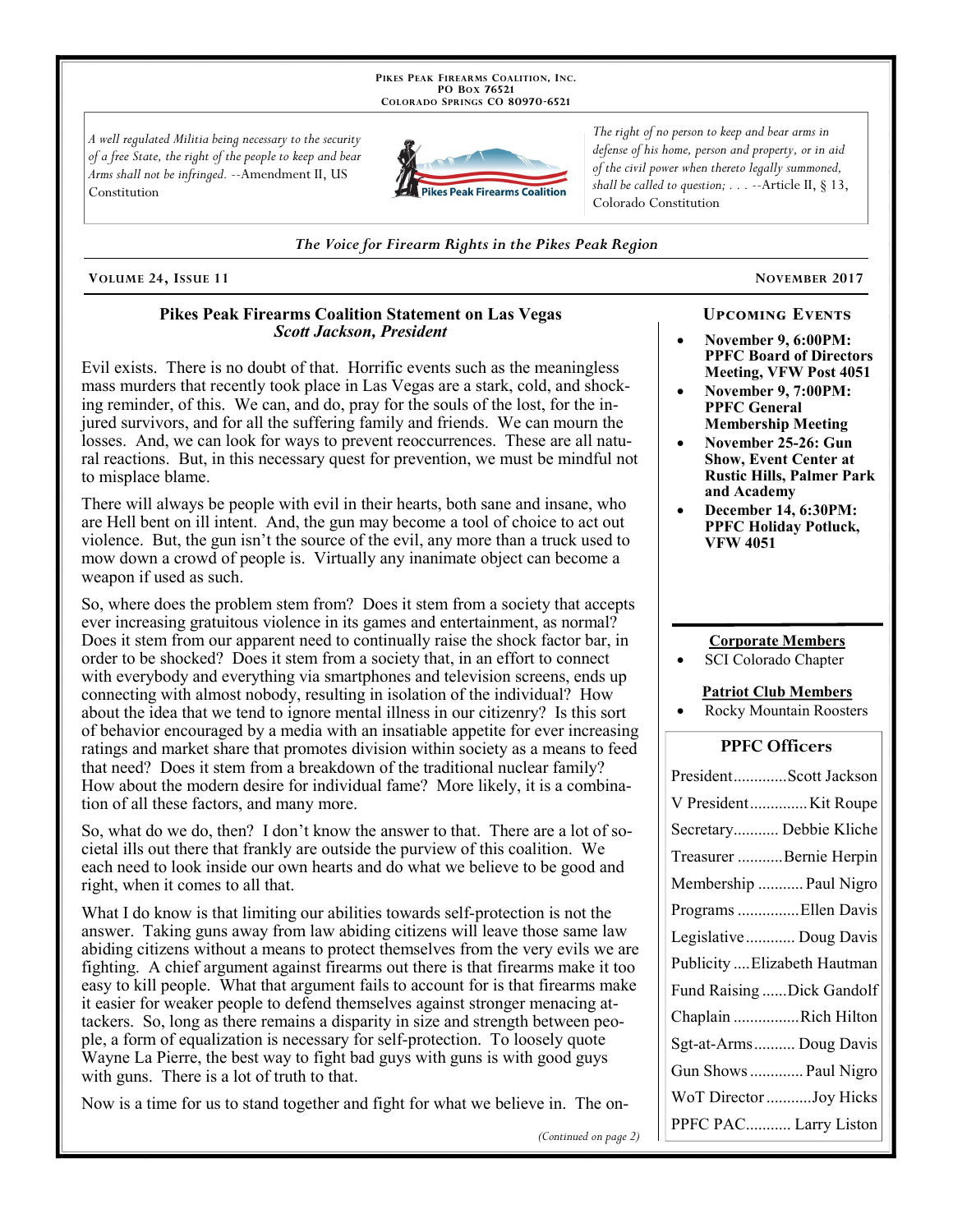PIKES PEAK FIREARMS COALITION, INC.
PO BOX 76521
COLORADO SPRINGS CO 80970-6521

*A well regulated Militia being necessary to the security of a free State, the right of the people to keep and bear Arms shall not be infringed.* --Amendment II, US Constitution

*The right of no person to keep and bear arms in defense of his home, person and property, or in aid of the civil power when thereto legally summoned, shall be called to question; . . .* --Article II, § 13, Colorado Constitution

*The Voice for Firearm Rights in the Pikes Peak Region*

**VOLUME 24, ISSUE 11** **NOVEMBER 2017**

## Pikes Peak Firearms Coalition Statement on Las Vegas

***Scott Jackson, President***

Evil exists. There is no doubt of that. Horrific events such as the meaningless mass murders that recently took place in Las Vegas are a stark, cold, and shocking reminder, of this. We can, and do, pray for the souls of the lost, for the injured survivors, and for all the suffering family and friends. We can mourn the losses. And, we can look for ways to prevent reoccurrences. These are all natural reactions. But, in this necessary quest for prevention, we must be mindful not to misplace blame.

There will always be people with evil in their hearts, both sane and insane, who are Hell bent on ill intent. And, the gun may become a tool of choice to act out violence. But, the gun isn't the source of the evil, any more than a truck used to mow down a crowd of people is. Virtually any inanimate object can become a weapon if used as such.

So, where does the problem stem from? Does it stem from a society that accepts ever increasing gratuitous violence in its games and entertainment, as normal? Does it stem from our apparent need to continually raise the shock factor bar, in order to be shocked? Does it stem from a society that, in an effort to connect with everybody and everything via smartphones and television screens, ends up connecting with almost nobody, resulting in isolation of the individual? How about the idea that we tend to ignore mental illness in our citizenry? Is this sort of behavior encouraged by a media with an insatiable appetite for ever increasing ratings and market share that promotes division within society as a means to feed that need? Does it stem from a breakdown of the traditional nuclear family? How about the modern desire for individual fame? More likely, it is a combination of all these factors, and many more.

So, what do we do, then? I don't know the answer to that. There are a lot of societal ills out there that frankly are outside the purview of this coalition. We each need to look inside our own hearts and do what we believe to be good and right, when it comes to all that.

What I do know is that limiting our abilities towards self-protection is not the answer. Taking guns away from law abiding citizens will leave those same law abiding citizens without a means to protect themselves from the very evils we are fighting. A chief argument against firearms out there is that firearms make it too easy to kill people. What that argument fails to account for is that firearms make it easier for weaker people to defend themselves against stronger menacing attackers. So, long as there remains a disparity in size and strength between people, a form of equalization is necessary for self-protection. To loosely quote Wayne La Pierre, the best way to fight bad guys with guns is with good guys with guns. There is a lot of truth to that.

Now is a time for us to stand together and fight for what we believe in. The on-

*(Continued on page 2)*

### UPCOMING EVENTS

- **November 9, 6:00PM: PPFC Board of Directors Meeting, VFW Post 4051**
- **November 9, 7:00PM: PPFC General Membership Meeting**
- **November 25-26: Gun Show, Event Center at Rustic Hills, Palmer Park and Academy**
- **December 14, 6:30PM: PPFC Holiday Potluck, VFW 4051**

**Corporate Members**

- SCI Colorado Chapter

**Patriot Club Members**

- Rocky Mountain Roosters

### PPFC Officers

| Position | Name |
|---|---|
| President | Scott Jackson |
| V President | Kit Roupe |
| Secretary | Debbie Kliche |
| Treasurer | Bernie Herpin |
| Membership | Paul Nigro |
| Programs | Ellen Davis |
| Legislative | Doug Davis |
| Publicity | Elizabeth Hautman |
| Fund Raising | Dick Gandolf |
| Chaplain | Rich Hilton |
| Sgt-at-Arms | Doug Davis |
| Gun Shows | Paul Nigro |
| WoT Director | Joy Hicks |
| PPFC PAC | Larry Liston |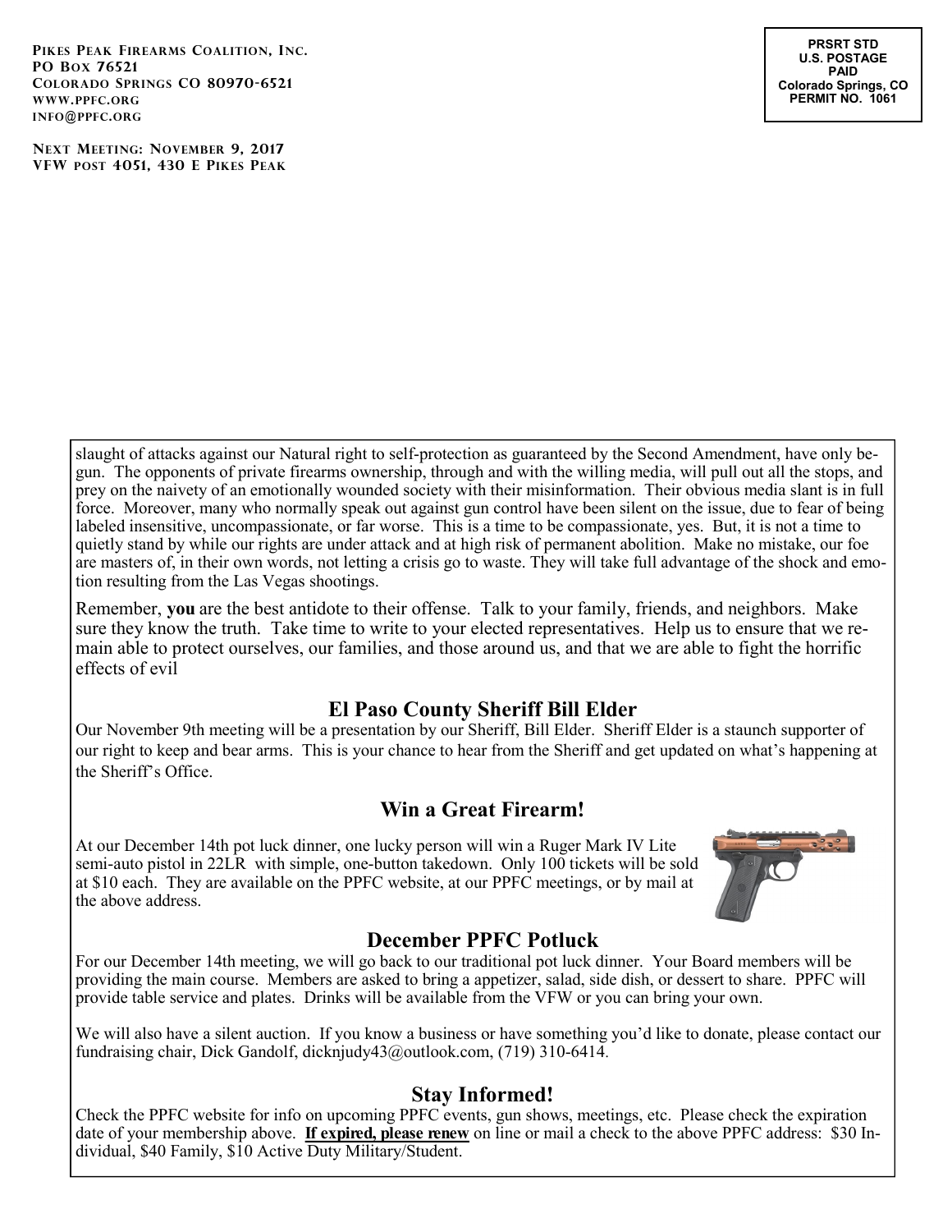**Pikes Peak Firearms Coalition, Inc.**
**PO Box 76521**
**Colorado Springs CO 80970-6521**
**www.ppfc.org**
**info@ppfc.org**

**Next Meeting: November 9, 2017**
**VFW post 4051, 430 E Pikes Peak**

PRSRT STD
U.S. POSTAGE
PAID
Colorado Springs, CO
PERMIT NO. 1061

slaught of attacks against our Natural right to self-protection as guaranteed by the Second Amendment, have only begun. The opponents of private firearms ownership, through and with the willing media, will pull out all the stops, and prey on the naivety of an emotionally wounded society with their misinformation. Their obvious media slant is in full force. Moreover, many who normally speak out against gun control have been silent on the issue, due to fear of being labeled insensitive, uncompassionate, or far worse. This is a time to be compassionate, yes. But, it is not a time to quietly stand by while our rights are under attack and at high risk of permanent abolition. Make no mistake, our foe are masters of, in their own words, not letting a crisis go to waste. They will take full advantage of the shock and emotion resulting from the Las Vegas shootings.

Remember, **you** are the best antidote to their offense. Talk to your family, friends, and neighbors. Make sure they know the truth. Take time to write to your elected representatives. Help us to ensure that we remain able to protect ourselves, our families, and those around us, and that we are able to fight the horrific effects of evil

## El Paso County Sheriff Bill Elder

Our November 9th meeting will be a presentation by our Sheriff, Bill Elder. Sheriff Elder is a staunch supporter of our right to keep and bear arms. This is your chance to hear from the Sheriff and get updated on what's happening at the Sheriff's Office.

## Win a Great Firearm!

At our December 14th pot luck dinner, one lucky person will win a Ruger Mark IV Lite semi-auto pistol in 22LR with simple, one-button takedown. Only 100 tickets will be sold at $10 each. They are available on the PPFC website, at our PPFC meetings, or by mail at the above address.

## December PPFC Potluck

For our December 14th meeting, we will go back to our traditional pot luck dinner. Your Board members will be providing the main course. Members are asked to bring a appetizer, salad, side dish, or dessert to share. PPFC will provide table service and plates. Drinks will be available from the VFW or you can bring your own.

We will also have a silent auction. If you know a business or have something you'd like to donate, please contact our fundraising chair, Dick Gandolf, dicknjudy43@outlook.com, (719) 310-6414.

## Stay Informed!

Check the PPFC website for info on upcoming PPFC events, gun shows, meetings, etc. Please check the expiration date of your membership above. **If expired, please renew** on line or mail a check to the above PPFC address: $30 Individual, $40 Family, $10 Active Duty Military/Student.